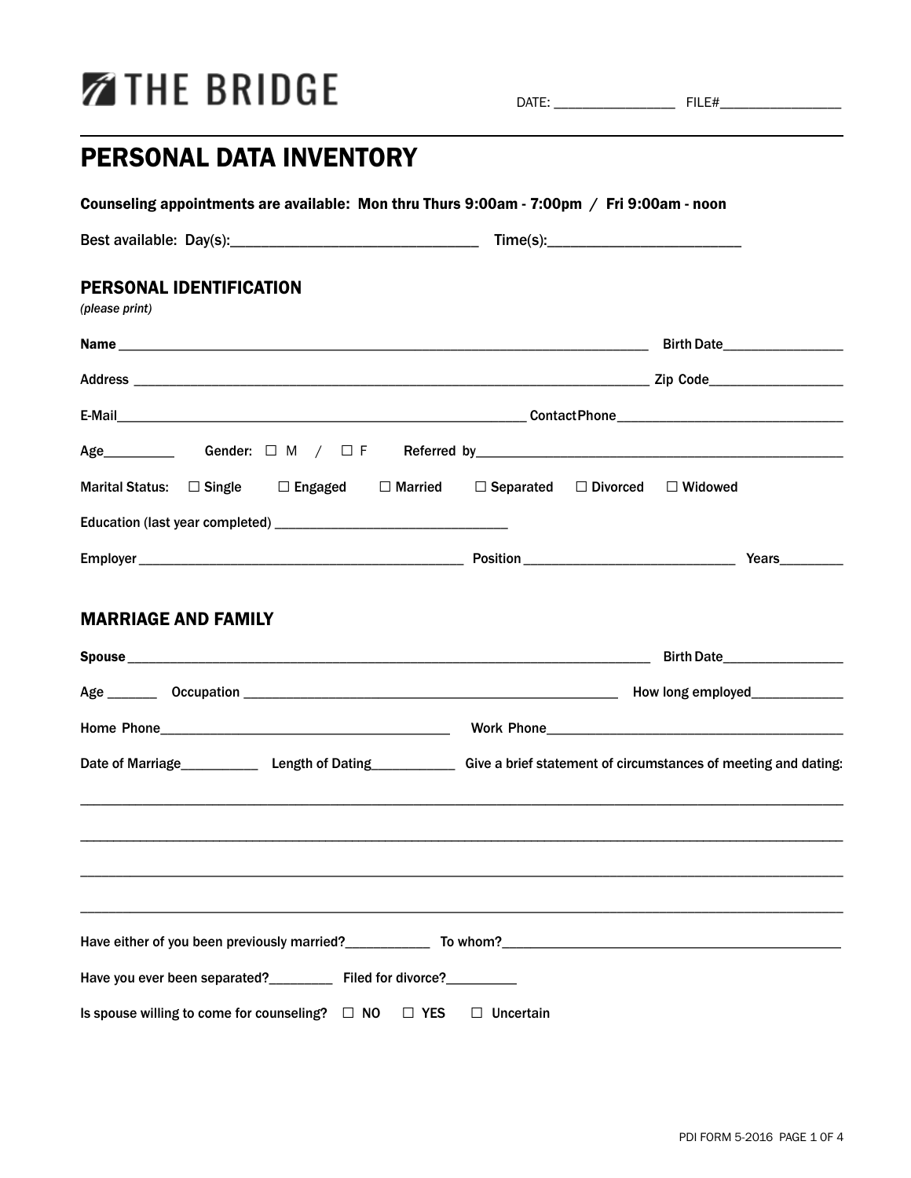# THE BRIDGE

DATE: ________________ FILE#________________

## PERSONAL DATA INVENTORY

**Counseling appointments are available: Mon thru Thurs 9:00am - 7:00pm / Fri 9:00am - noon**

Best available: Day(s):________________________________ Time(s):_________________________

### PERSONAL IDENTIFICATION

*(please print)*

**Name** ______________________________________________________________________ **Birth Date**________________

**Address** ______________________________________________________________________ **Zip Code**__________________

**E-Mail**_____________________________________________________ **Contact Phone**_______________________________

**Age**_________ **Gender:** ☐ M / ☐ F **Referred by**__________________________________________________

**Marital Status:** ☐ Single ☐ Engaged ☐ Married ☐ Separated ☐ Divorced ☐ Widowed

**Education (last year completed)** ________________________________

**Employer** ______________________________________________ **Position** _____________________________ **Years**________

### MARRIAGE AND FAMILY

**Spouse** ______________________________________________________________________ **Birth Date**________________

**Age** _______ **Occupation** ___________________________________________________ **How long employed**____________

**Home Phone**________________________________________ **Work Phone**__________________________________________

**Date of Marriage**__________ **Length of Dating**___________ **Give a brief statement of circumstances of meeting and dating:**

__________________________________________________________________________________________________________

__________________________________________________________________________________________________________

__________________________________________________________________________________________________________

__________________________________________________________________________________________________________

**Have either of you been previously married?**___________ **To whom?**_______________________________________________

**Have you ever been separated?**________ **Filed for divorce?**_________

**Is spouse willing to come for counseling?** ☐ NO ☐ YES ☐ Uncertain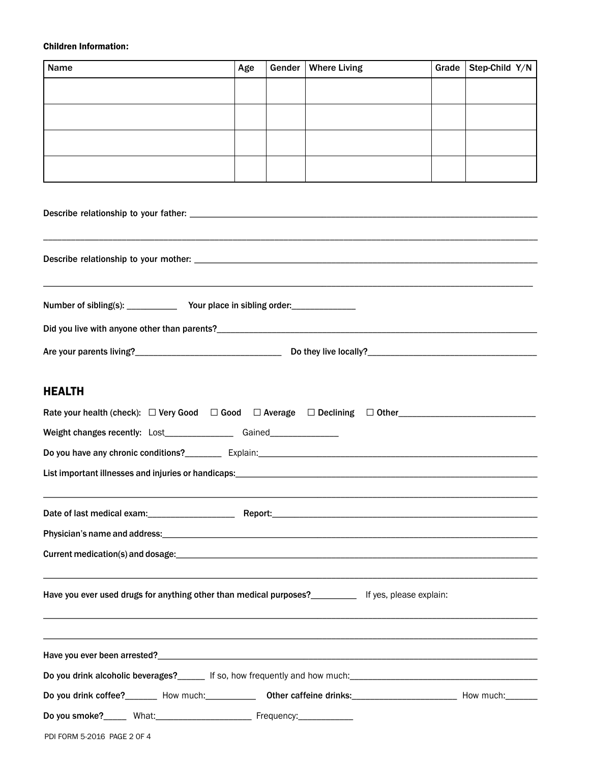**Children Information:**

| Name | Age | Gender | Where Living | Grade | Step-Child Y/N |
|---|---|---|---|---|---|
| | | | | | |
| | | | | | |
| | | | | | |
| | | | | | |

Describe relationship to your father: ______________________________________________

______________________________________________

Describe relationship to your mother: ______________________________________________

______________________________________________

Number of sibling(s): ___________ Your place in sibling order:_____________

Did you live with anyone other than parents?______________________________________________

Are your parents living?_______________________________ Do they live locally?____________________________________

## HEALTH

Rate your health (check): ☐ Very Good ☐ Good ☐ Average ☐ Declining ☐ Other_____________________________

Weight changes recently: Lost______________ Gained______________

Do you have any chronic conditions?________ Explain:______________________________________________

List important illnesses and injuries or handicaps:______________________________________________

______________________________________________

Date of last medical exam:__________________ Report:______________________________________________

Physician's name and address:______________________________________________

Current medication(s) and dosage:______________________________________________

______________________________________________

Have you ever used drugs for anything other than medical purposes?__________ If yes, please explain:

______________________________________________

______________________________________________

Have you ever been arrested?______________________________________________

Do you drink alcoholic beverages?______ If so, how frequently and how much:________________________________________

Do you drink coffee?_______ How much:___________ Other caffeine drinks:______________________ How much:_______

Do you smoke?_____ What:____________________ Frequency:___________

PDI FORM 5-2016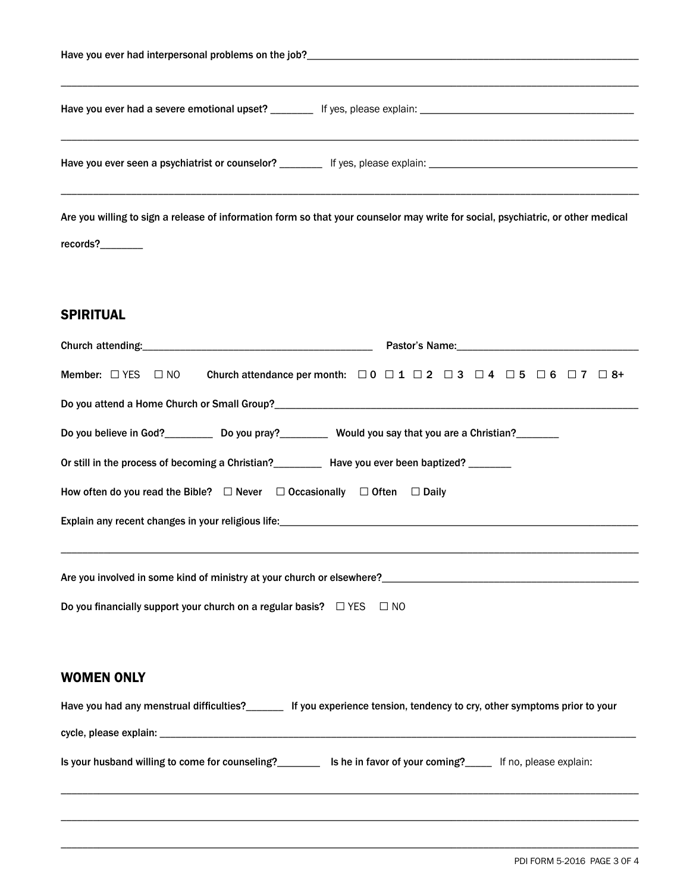Have you ever had interpersonal problems on the job?\_\_\_\_\_\_\_\_\_\_\_\_\_\_\_\_\_\_\_\_\_\_\_\_\_\_\_\_\_\_\_\_\_\_\_\_\_\_\_\_\_\_\_\_\_\_\_\_\_\_\_\_\_\_

\_\_\_\_\_\_\_\_\_\_\_\_\_\_\_\_\_\_\_\_\_\_\_\_\_\_\_\_\_\_\_\_\_\_\_\_\_\_\_\_\_\_\_\_\_\_\_\_\_\_\_\_\_\_\_\_\_\_\_\_\_\_\_\_\_\_\_\_\_\_\_\_\_\_\_\_\_\_\_\_\_\_\_\_\_\_\_\_\_\_\_\_

Have you ever had a severe emotional upset? \_\_\_\_\_\_\_\_ If yes, please explain: \_\_\_\_\_\_\_\_\_\_\_\_\_\_\_\_\_\_\_\_\_\_\_\_\_\_\_\_\_\_\_\_\_\_\_\_\_\_\_\_

\_\_\_\_\_\_\_\_\_\_\_\_\_\_\_\_\_\_\_\_\_\_\_\_\_\_\_\_\_\_\_\_\_\_\_\_\_\_\_\_\_\_\_\_\_\_\_\_\_\_\_\_\_\_\_\_\_\_\_\_\_\_\_\_\_\_\_\_\_\_\_\_\_\_\_\_\_\_\_\_\_\_\_\_\_\_\_\_\_\_\_\_

Have you ever seen a psychiatrist or counselor? \_\_\_\_\_\_\_\_ If yes, please explain: \_\_\_\_\_\_\_\_\_\_\_\_\_\_\_\_\_\_\_\_\_\_\_\_\_\_\_\_\_\_\_\_\_\_\_\_\_\_\_\_

\_\_\_\_\_\_\_\_\_\_\_\_\_\_\_\_\_\_\_\_\_\_\_\_\_\_\_\_\_\_\_\_\_\_\_\_\_\_\_\_\_\_\_\_\_\_\_\_\_\_\_\_\_\_\_\_\_\_\_\_\_\_\_\_\_\_\_\_\_\_\_\_\_\_\_\_\_\_\_\_\_\_\_\_\_\_\_\_\_\_\_\_

Are you willing to sign a release of information form so that your counselor may write for social, psychiatric, or other medical records?\_\_\_\_\_\_\_\_

## SPIRITUAL

Church attending:\_\_\_\_\_\_\_\_\_\_\_\_\_\_\_\_\_\_\_\_\_\_\_\_\_\_\_\_\_\_\_\_\_\_\_\_\_\_\_\_\_\_\_ Pastor's Name:\_\_\_\_\_\_\_\_\_\_\_\_\_\_\_\_\_\_\_\_\_\_\_\_\_\_\_\_\_\_\_\_\_\_

**Member:** ☐ YES ☐ NO **Church attendance per month:** ☐ 0 ☐ 1 ☐ 2 ☐ 3 ☐ 4 ☐ 5 ☐ 6 ☐ 7 ☐ 8+

Do you attend a Home Church or Small Group?\_\_\_\_\_\_\_\_\_\_\_\_\_\_\_\_\_\_\_\_\_\_\_\_\_\_\_\_\_\_\_\_\_\_\_\_\_\_\_\_\_\_\_\_\_\_\_\_\_\_\_\_\_\_\_\_\_\_\_\_\_\_\_\_

Do you believe in God?\_\_\_\_\_\_\_\_\_ Do you pray?\_\_\_\_\_\_\_\_\_ Would you say that you are a Christian?\_\_\_\_\_\_\_\_

Or still in the process of becoming a Christian?\_\_\_\_\_\_\_\_\_ Have you ever been baptized? \_\_\_\_\_\_\_\_

How often do you read the Bible? ☐ Never ☐ Occasionally ☐ Often ☐ Daily

Explain any recent changes in your religious life:\_\_\_\_\_\_\_\_\_\_\_\_\_\_\_\_\_\_\_\_\_\_\_\_\_\_\_\_\_\_\_\_\_\_\_\_\_\_\_\_\_\_\_\_\_\_\_\_\_\_\_\_\_\_\_\_\_\_\_\_\_\_\_\_

\_\_\_\_\_\_\_\_\_\_\_\_\_\_\_\_\_\_\_\_\_\_\_\_\_\_\_\_\_\_\_\_\_\_\_\_\_\_\_\_\_\_\_\_\_\_\_\_\_\_\_\_\_\_\_\_\_\_\_\_\_\_\_\_\_\_\_\_\_\_\_\_\_\_\_\_\_\_\_\_\_\_\_\_\_\_\_\_\_\_\_\_

Are you involved in some kind of ministry at your church or elsewhere?\_\_\_\_\_\_\_\_\_\_\_\_\_\_\_\_\_\_\_\_\_\_\_\_\_\_\_\_\_\_\_\_\_\_\_\_\_\_\_\_\_\_\_\_\_\_\_\_

Do you financially support your church on a regular basis? ☐ YES ☐ NO

## WOMEN ONLY

Have you had any menstrual difficulties?\_\_\_\_\_\_\_ If you experience tension, tendency to cry, other symptoms prior to your cycle, please explain: \_\_\_\_\_\_\_\_\_\_\_\_\_\_\_\_\_\_\_\_\_\_\_\_\_\_\_\_\_\_\_\_\_\_\_\_\_\_\_\_\_\_\_\_\_\_\_\_\_\_\_\_\_\_\_\_\_\_\_\_\_\_\_\_\_\_\_\_\_\_\_\_\_\_\_\_\_\_

Is your husband willing to come for counseling?\_\_\_\_\_\_\_\_ Is he in favor of your coming?\_\_\_\_\_ If no, please explain:

\_\_\_\_\_\_\_\_\_\_\_\_\_\_\_\_\_\_\_\_\_\_\_\_\_\_\_\_\_\_\_\_\_\_\_\_\_\_\_\_\_\_\_\_\_\_\_\_\_\_\_\_\_\_\_\_\_\_\_\_\_\_\_\_\_\_\_\_\_\_\_\_\_\_\_\_\_\_\_\_\_\_\_\_\_\_\_\_\_\_\_\_

\_\_\_\_\_\_\_\_\_\_\_\_\_\_\_\_\_\_\_\_\_\_\_\_\_\_\_\_\_\_\_\_\_\_\_\_\_\_\_\_\_\_\_\_\_\_\_\_\_\_\_\_\_\_\_\_\_\_\_\_\_\_\_\_\_\_\_\_\_\_\_\_\_\_\_\_\_\_\_\_\_\_\_\_\_\_\_\_\_\_\_\_

\_\_\_\_\_\_\_\_\_\_\_\_\_\_\_\_\_\_\_\_\_\_\_\_\_\_\_\_\_\_\_\_\_\_\_\_\_\_\_\_\_\_\_\_\_\_\_\_\_\_\_\_\_\_\_\_\_\_\_\_\_\_\_\_\_\_\_\_\_\_\_\_\_\_\_\_\_\_\_\_\_\_\_\_\_\_\_\_\_\_\_\_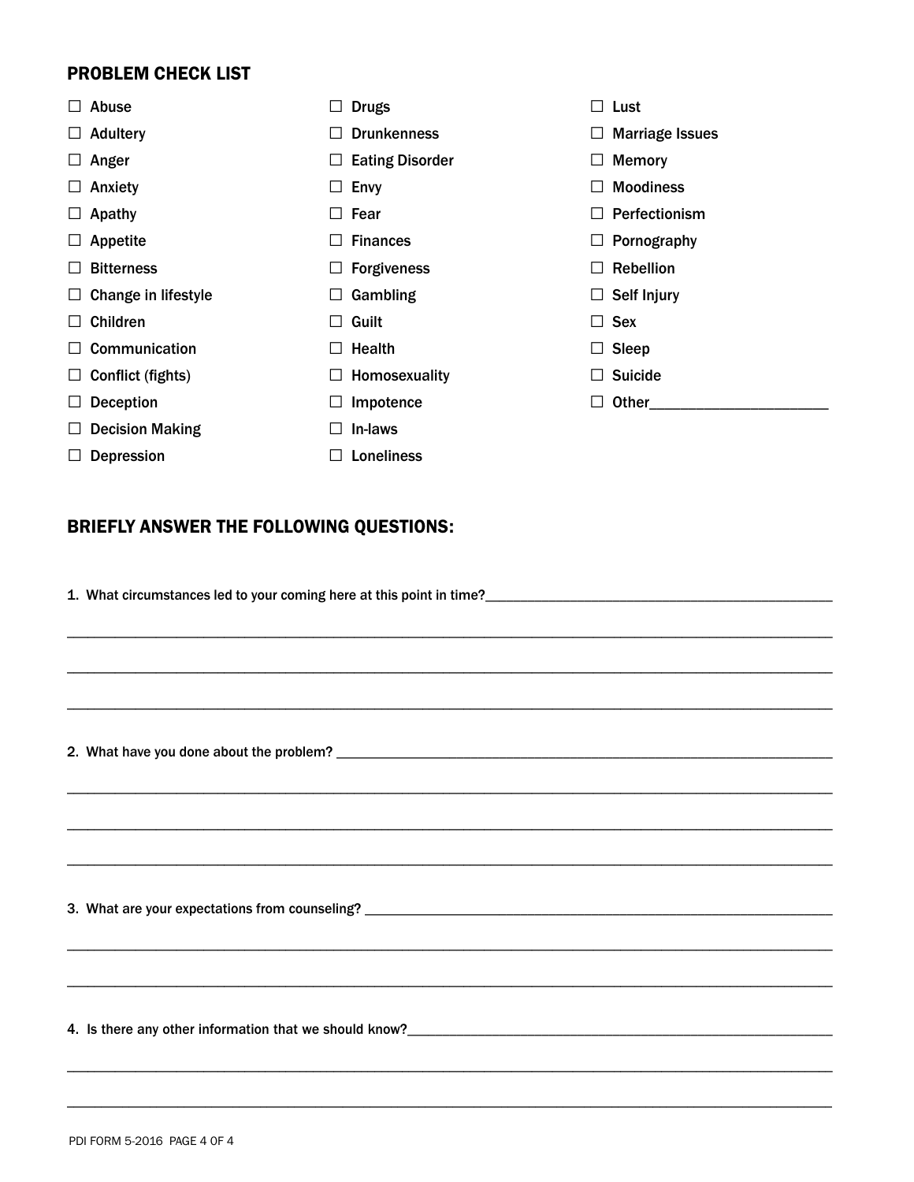## PROBLEM CHECK LIST

- ☐ Abuse
- ☐ Adultery
- ☐ Anger
- ☐ Anxiety
- ☐ Apathy
- ☐ Appetite
- ☐ Bitterness
- ☐ Change in lifestyle
- ☐ Children
- ☐ Communication
- ☐ Conflict (fights)
- ☐ Deception
- ☐ Decision Making
- ☐ Depression
- ☐ Drugs
- ☐ Drunkenness
- ☐ Eating Disorder
- ☐ Envy
- ☐ Fear
- ☐ Finances
- ☐ Forgiveness
- ☐ Gambling
- ☐ Guilt
- ☐ Health
- ☐ Homosexuality
- ☐ Impotence
- ☐ In-laws
- ☐ Loneliness
- ☐ Lust
- ☐ Marriage Issues
- ☐ Memory
- ☐ Moodiness
- ☐ Perfectionism
- ☐ Pornography
- ☐ Rebellion
- ☐ Self Injury
- ☐ Sex
- ☐ Sleep
- ☐ Suicide
- ☐ Other______________________

## BRIEFLY ANSWER THE FOLLOWING QUESTIONS:

1. What circumstances led to your coming here at this point in time?________________________________________________

________________________________________________________________________________________________

________________________________________________________________________________________________

________________________________________________________________________________________________

2. What have you done about the problem? ________________________________________________________________

________________________________________________________________________________________________

________________________________________________________________________________________________

________________________________________________________________________________________________

3. What are your expectations from counseling? ____________________________________________________________

________________________________________________________________________________________________

________________________________________________________________________________________________

4. Is there any other information that we should know?______________________________________________________

________________________________________________________________________________________________

________________________________________________________________________________________________

PDI FORM 5-2016